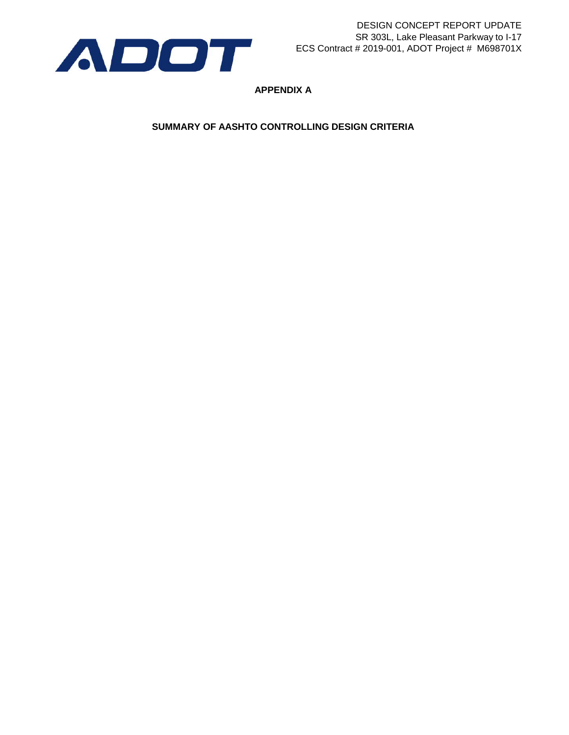# APPENDIX A

## SUMMARY OF AASHTO CONTROLLING DESIGN CRITERIA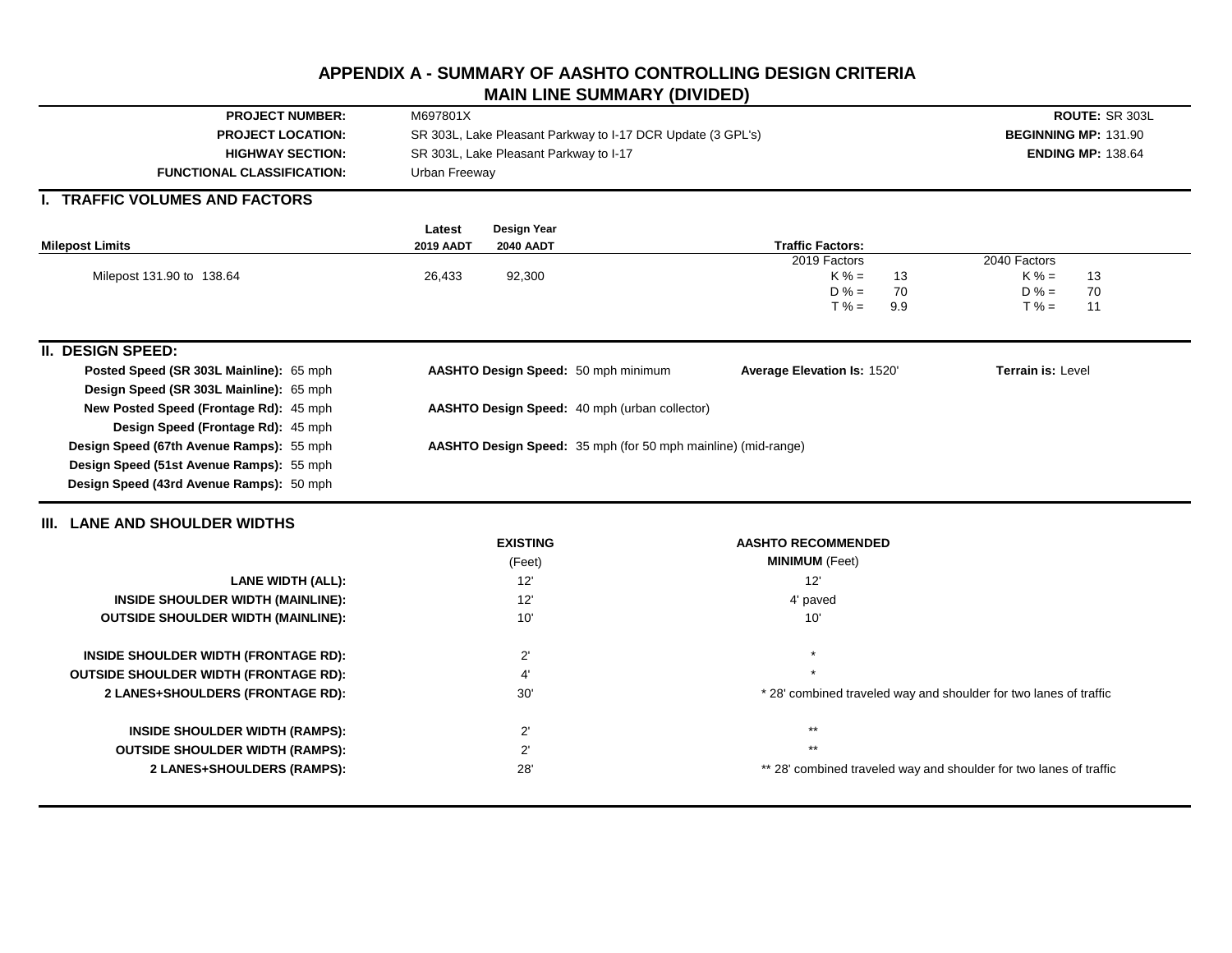# APPENDIX A - SUMMARY OF AASHTO CONTROLLING DESIGN CRITERIA
## MAIN LINE SUMMARY (DIVIDED)

| | | | |
|---|---|---|---|
| **PROJECT NUMBER:** | M697801X | **ROUTE:** | SR 303L |
| **PROJECT LOCATION:** | SR 303L, Lake Pleasant Parkway to I-17 DCR Update (3 GPL's) | **BEGINNING MP:** | 131.90 |
| **HIGHWAY SECTION:** | SR 303L, Lake Pleasant Parkway to I-17 | **ENDING MP:** | 138.64 |
| **FUNCTIONAL CLASSIFICATION:** | Urban Freeway | | |

## I. TRAFFIC VOLUMES AND FACTORS

| Milepost Limits | Latest 2019 AADT | Design Year 2040 AADT | Traffic Factors: 2019 Factors | | 2040 Factors | |
|---|---|---|---|---|---|---|
| Milepost 131.90 to 138.64 | 26,433 | 92,300 | K % = | 13 | K % = | 13 |
| | | | D % = | 70 | D % = | 70 |
| | | | T % = | 9.9 | T % = | 11 |

## II. DESIGN SPEED:

| | | |
|---|---|---|
| **Posted Speed (SR 303L Mainline):** 65 mph | **AASHTO Design Speed:** 50 mph minimum | **Average Elevation Is:** 1520' — **Terrain is:** Level |
| **Design Speed (SR 303L Mainline):** 65 mph | | |
| **New Posted Speed (Frontage Rd):** 45 mph | **AASHTO Design Speed:** 40 mph (urban collector) | |
| **Design Speed (Frontage Rd):** 45 mph | | |
| **Design Speed (67th Avenue Ramps):** 55 mph | **AASHTO Design Speed:** 35 mph (for 50 mph mainline) (mid-range) | |
| **Design Speed (51st Avenue Ramps):** 55 mph | | |
| **Design Speed (43rd Avenue Ramps):** 50 mph | | |

## III. LANE AND SHOULDER WIDTHS

| | EXISTING (Feet) | AASHTO RECOMMENDED **MINIMUM** (Feet) |
|---|---|---|
| **LANE WIDTH (ALL):** | 12' | 12' |
| **INSIDE SHOULDER WIDTH (MAINLINE):** | 12' | 4' paved |
| **OUTSIDE SHOULDER WIDTH (MAINLINE):** | 10' | 10' |
| **INSIDE SHOULDER WIDTH (FRONTAGE RD):** | 2' | * |
| **OUTSIDE SHOULDER WIDTH (FRONTAGE RD):** | 4' | * |
| **2 LANES+SHOULDERS (FRONTAGE RD):** | 30' | * 28' combined traveled way and shoulder for two lanes of traffic |
| **INSIDE SHOULDER WIDTH (RAMPS):** | 2' | ** |
| **OUTSIDE SHOULDER WIDTH (RAMPS):** | 2' | ** |
| **2 LANES+SHOULDERS (RAMPS):** | 28' | ** 28' combined traveled way and shoulder for two lanes of traffic |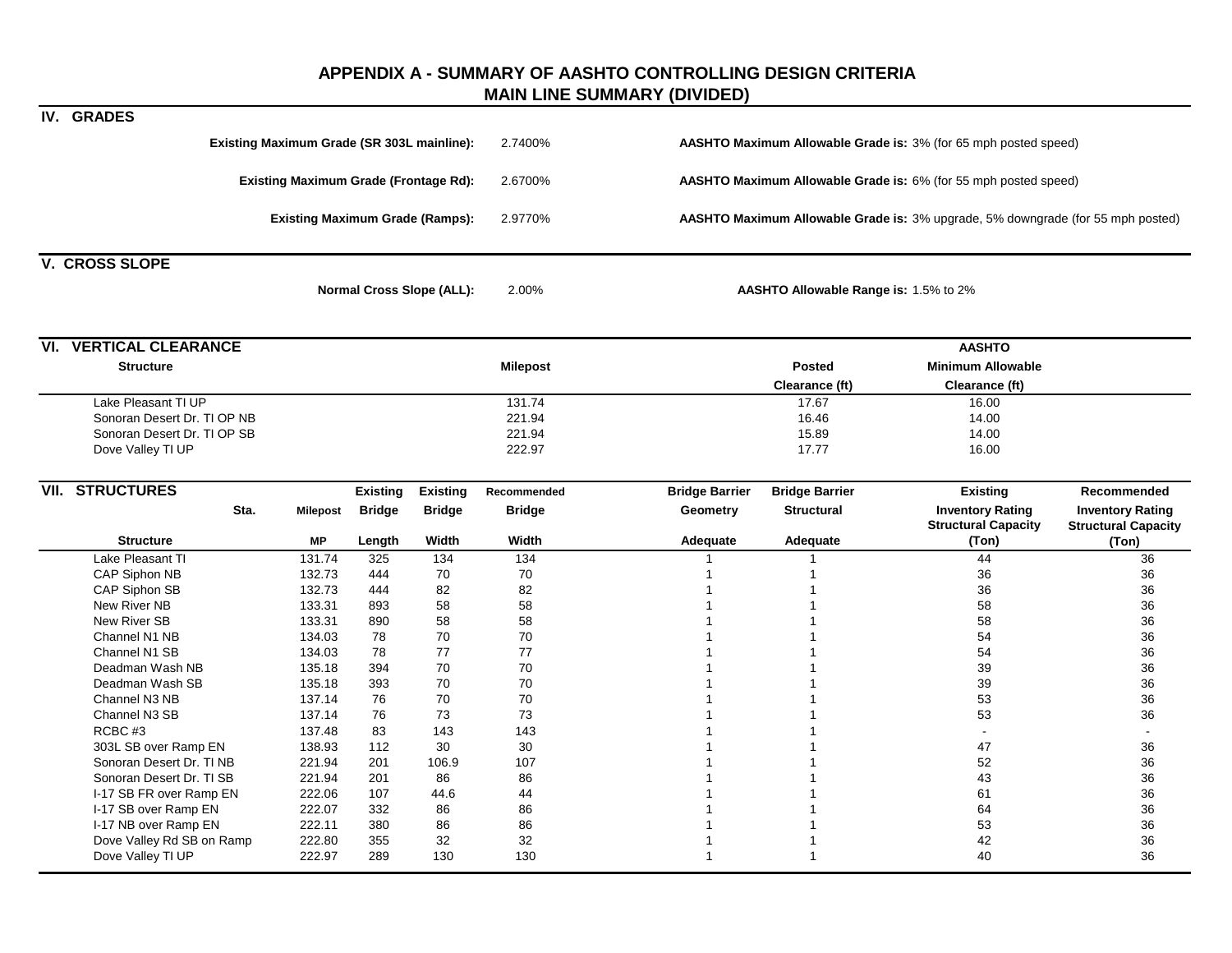# APPENDIX A - SUMMARY OF AASHTO CONTROLLING DESIGN CRITERIA
## MAIN LINE SUMMARY (DIVIDED)

## IV. GRADES

**Existing Maximum Grade (SR 303L mainline):** 2.7400% — **AASHTO Maximum Allowable Grade is:** 3% (for 65 mph posted speed)

**Existing Maximum Grade (Frontage Rd):** 2.6700% — **AASHTO Maximum Allowable Grade is:** 6% (for 55 mph posted speed)

**Existing Maximum Grade (Ramps):** 2.9770% — **AASHTO Maximum Allowable Grade is:** 3% upgrade, 5% downgrade (for 55 mph posted)

## V. CROSS SLOPE

**Normal Cross Slope (ALL):** 2.00% — **AASHTO Allowable Range is:** 1.5% to 2%

## VI. VERTICAL CLEARANCE

| Structure | Milepost | Posted Clearance (ft) | AASHTO Minimum Allowable Clearance (ft) |
|---|---|---|---|
| Lake Pleasant TI UP | 131.74 | 17.67 | 16.00 |
| Sonoran Desert Dr. TI OP NB | 221.94 | 16.46 | 14.00 |
| Sonoran Desert Dr. TI OP SB | 221.94 | 15.89 | 14.00 |
| Dove Valley TI UP | 222.97 | 17.77 | 16.00 |

## VII. STRUCTURES

| Structure | Sta. | Milepost MP | Existing Bridge Length | Existing Bridge Width | Recommended Bridge Width | Bridge Barrier Geometry Adequate | Bridge Barrier Structural Adequate | Existing Inventory Rating Structural Capacity (Ton) | Recommended Inventory Rating Structural Capacity (Ton) |
|---|---|---|---|---|---|---|---|---|---|
| Lake Pleasant TI | | 131.74 | 325 | 134 | 134 | 1 | 1 | 44 | 36 |
| CAP Siphon NB | | 132.73 | 444 | 70 | 70 | 1 | 1 | 36 | 36 |
| CAP Siphon SB | | 132.73 | 444 | 82 | 82 | 1 | 1 | 36 | 36 |
| New River NB | | 133.31 | 893 | 58 | 58 | 1 | 1 | 58 | 36 |
| New River SB | | 133.31 | 890 | 58 | 58 | 1 | 1 | 58 | 36 |
| Channel N1 NB | | 134.03 | 78 | 70 | 70 | 1 | 1 | 54 | 36 |
| Channel N1 SB | | 134.03 | 78 | 77 | 77 | 1 | 1 | 54 | 36 |
| Deadman Wash NB | | 135.18 | 394 | 70 | 70 | 1 | 1 | 39 | 36 |
| Deadman Wash SB | | 135.18 | 393 | 70 | 70 | 1 | 1 | 39 | 36 |
| Channel N3 NB | | 137.14 | 76 | 70 | 70 | 1 | 1 | 53 | 36 |
| Channel N3 SB | | 137.14 | 76 | 73 | 73 | 1 | 1 | 53 | 36 |
| RCBC #3 | | 137.48 | 83 | 143 | 143 | 1 | 1 | - | - |
| 303L SB over Ramp EN | | 138.93 | 112 | 30 | 30 | 1 | 1 | 47 | 36 |
| Sonoran Desert Dr. TI NB | | 221.94 | 201 | 106.9 | 107 | 1 | 1 | 52 | 36 |
| Sonoran Desert Dr. TI SB | | 221.94 | 201 | 86 | 86 | 1 | 1 | 43 | 36 |
| I-17 SB FR over Ramp EN | | 222.06 | 107 | 44.6 | 44 | 1 | 1 | 61 | 36 |
| I-17 SB over Ramp EN | | 222.07 | 332 | 86 | 86 | 1 | 1 | 64 | 36 |
| I-17 NB over Ramp EN | | 222.11 | 380 | 86 | 86 | 1 | 1 | 53 | 36 |
| Dove Valley Rd SB on Ramp | | 222.80 | 355 | 32 | 32 | 1 | 1 | 42 | 36 |
| Dove Valley TI UP | | 222.97 | 289 | 130 | 130 | 1 | 1 | 40 | 36 |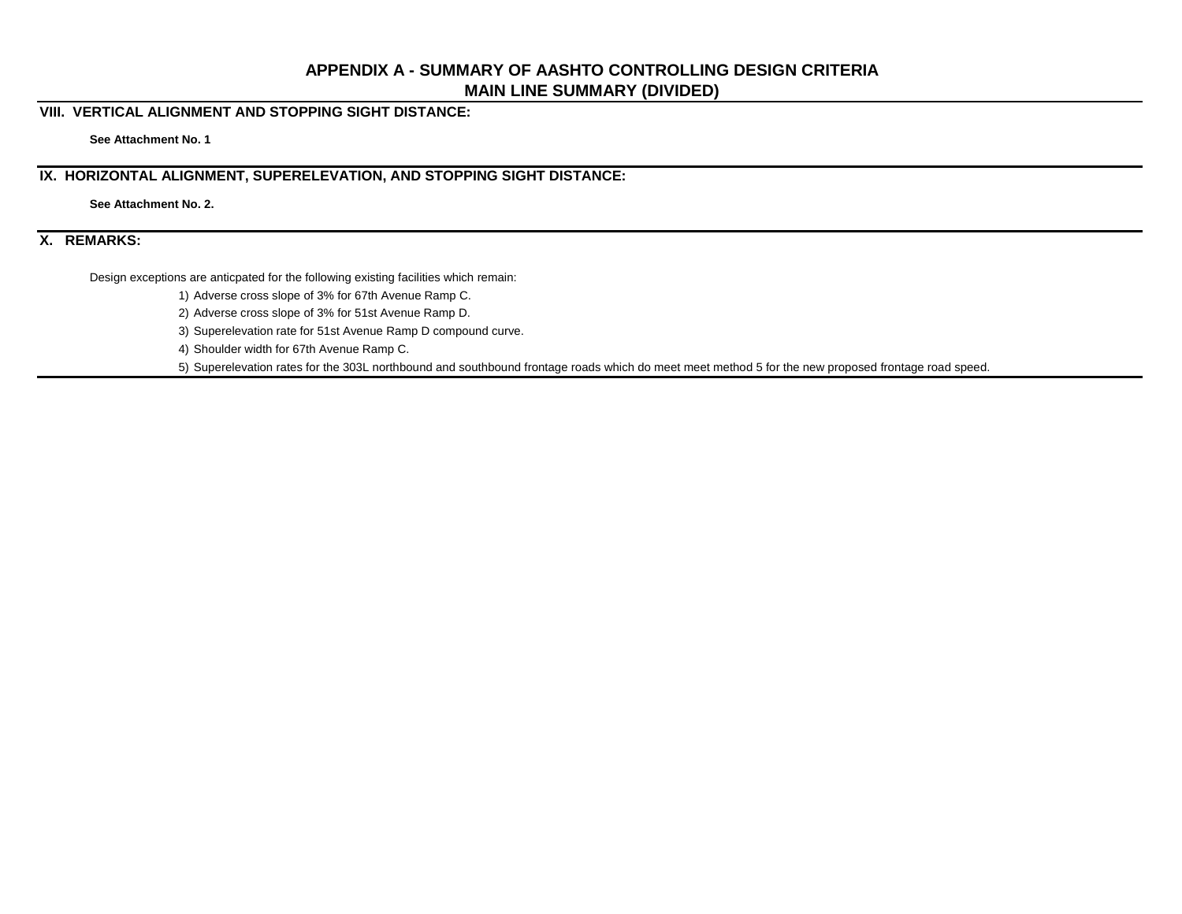# APPENDIX A - SUMMARY OF AASHTO CONTROLLING DESIGN CRITERIA
## MAIN LINE SUMMARY (DIVIDED)

### VIII. VERTICAL ALIGNMENT AND STOPPING SIGHT DISTANCE:

**See Attachment No. 1**

### IX. HORIZONTAL ALIGNMENT, SUPERELEVATION, AND STOPPING SIGHT DISTANCE:

**See Attachment No. 2.**

### X. REMARKS:

Design exceptions are anticpated for the following existing facilities which remain:

1) Adverse cross slope of 3% for 67th Avenue Ramp C.
2) Adverse cross slope of 3% for 51st Avenue Ramp D.
3) Superelevation rate for 51st Avenue Ramp D compound curve.
4) Shoulder width for 67th Avenue Ramp C.
5) Superelevation rates for the 303L northbound and southbound frontage roads which do meet meet method 5 for the new proposed frontage road speed.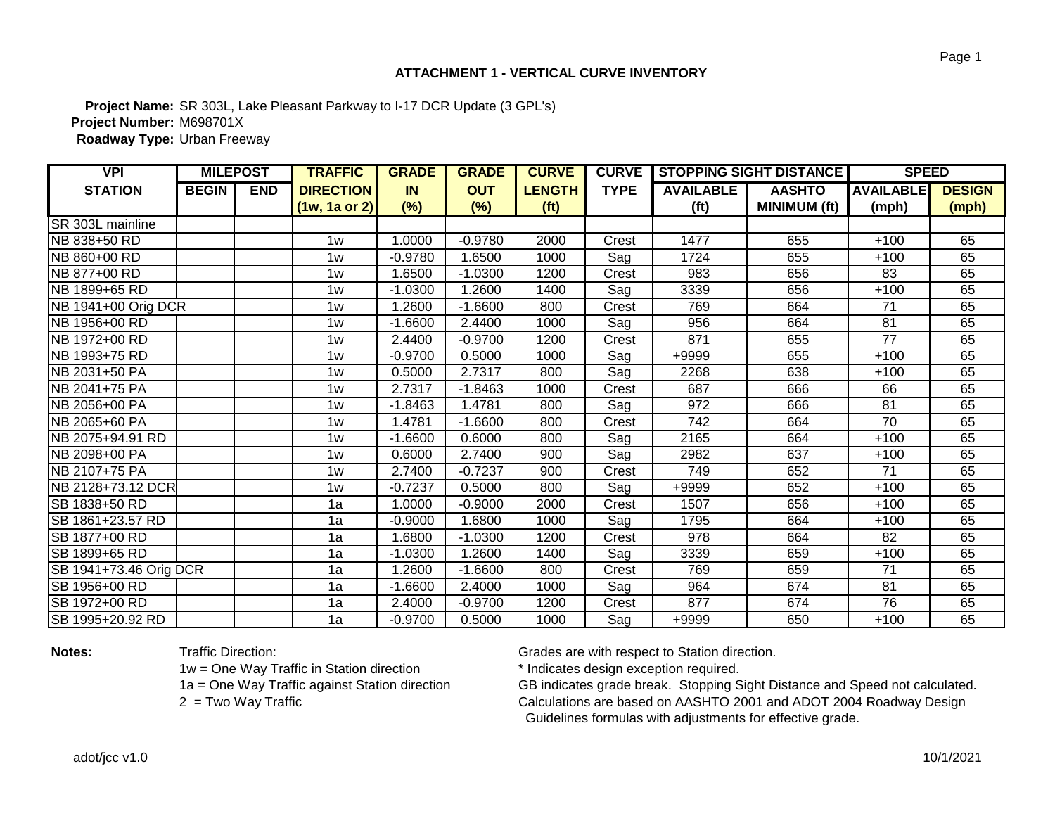**ATTACHMENT 1 - VERTICAL CURVE INVENTORY**

**Project Name:** SR 303L, Lake Pleasant Parkway to I-17 DCR Update (3 GPL's)
**Project Number:** M698701X
**Roadway Type:** Urban Freeway

| VPI | MILEPOST | | TRAFFIC | GRADE | GRADE | CURVE | CURVE | STOPPING SIGHT DISTANCE | | SPEED | |
|---|---|---|---|---|---|---|---|---|---|---|---|
| STATION | BEGIN | END | DIRECTION (1w, 1a or 2) | IN (%) | OUT (%) | LENGTH (ft) | TYPE | AVAILABLE (ft) | AASHTO MINIMUM (ft) | AVAILABLE (mph) | DESIGN (mph) |
| SR 303L mainline | | | | | | | | | | | |
| NB 838+50 RD | | | 1w | 1.0000 | -0.9780 | 2000 | Crest | 1477 | 655 | +100 | 65 |
| NB 860+00 RD | | | 1w | -0.9780 | 1.6500 | 1000 | Sag | 1724 | 655 | +100 | 65 |
| NB 877+00 RD | | | 1w | 1.6500 | -1.0300 | 1200 | Crest | 983 | 656 | 83 | 65 |
| NB 1899+65 RD | | | 1w | -1.0300 | 1.2600 | 1400 | Sag | 3339 | 656 | +100 | 65 |
| NB 1941+00 Orig DCR | | | 1w | 1.2600 | -1.6600 | 800 | Crest | 769 | 664 | 71 | 65 |
| NB 1956+00 RD | | | 1w | -1.6600 | 2.4400 | 1000 | Sag | 956 | 664 | 81 | 65 |
| NB 1972+00 RD | | | 1w | 2.4400 | -0.9700 | 1200 | Crest | 871 | 655 | 77 | 65 |
| NB 1993+75 RD | | | 1w | -0.9700 | 0.5000 | 1000 | Sag | +9999 | 655 | +100 | 65 |
| NB 2031+50 PA | | | 1w | 0.5000 | 2.7317 | 800 | Sag | 2268 | 638 | +100 | 65 |
| NB 2041+75 PA | | | 1w | 2.7317 | -1.8463 | 1000 | Crest | 687 | 666 | 66 | 65 |
| NB 2056+00 PA | | | 1w | -1.8463 | 1.4781 | 800 | Sag | 972 | 666 | 81 | 65 |
| NB 2065+60 PA | | | 1w | 1.4781 | -1.6600 | 800 | Crest | 742 | 664 | 70 | 65 |
| NB 2075+94.91 RD | | | 1w | -1.6600 | 0.6000 | 800 | Sag | 2165 | 664 | +100 | 65 |
| NB 2098+00 PA | | | 1w | 0.6000 | 2.7400 | 900 | Sag | 2982 | 637 | +100 | 65 |
| NB 2107+75 PA | | | 1w | 2.7400 | -0.7237 | 900 | Crest | 749 | 652 | 71 | 65 |
| NB 2128+73.12 DCR | | | 1w | -0.7237 | 0.5000 | 800 | Sag | +9999 | 652 | +100 | 65 |
| SB 1838+50 RD | | | 1a | 1.0000 | -0.9000 | 2000 | Crest | 1507 | 656 | +100 | 65 |
| SB 1861+23.57 RD | | | 1a | -0.9000 | 1.6800 | 1000 | Sag | 1795 | 664 | +100 | 65 |
| SB 1877+00 RD | | | 1a | 1.6800 | -1.0300 | 1200 | Crest | 978 | 664 | 82 | 65 |
| SB 1899+65 RD | | | 1a | -1.0300 | 1.2600 | 1400 | Sag | 3339 | 659 | +100 | 65 |
| SB 1941+73.46 Orig DCR | | | 1a | 1.2600 | -1.6600 | 800 | Crest | 769 | 659 | 71 | 65 |
| SB 1956+00 RD | | | 1a | -1.6600 | 2.4000 | 1000 | Sag | 964 | 674 | 81 | 65 |
| SB 1972+00 RD | | | 1a | 2.4000 | -0.9700 | 1200 | Crest | 877 | 674 | 76 | 65 |
| SB 1995+20.92 RD | | | 1a | -0.9700 | 0.5000 | 1000 | Sag | +9999 | 650 | +100 | 65 |

**Notes:**

Traffic Direction:
1w = One Way Traffic in Station direction
1a = One Way Traffic against Station direction
2 = Two Way Traffic

Grades are with respect to Station direction.
* Indicates design exception required.
GB indicates grade break. Stopping Sight Distance and Speed not calculated.
Calculations are based on AASHTO 2001 and ADOT 2004 Roadway Design Guidelines formulas with adjustments for effective grade.

adot/jcc v1.0

10/1/2021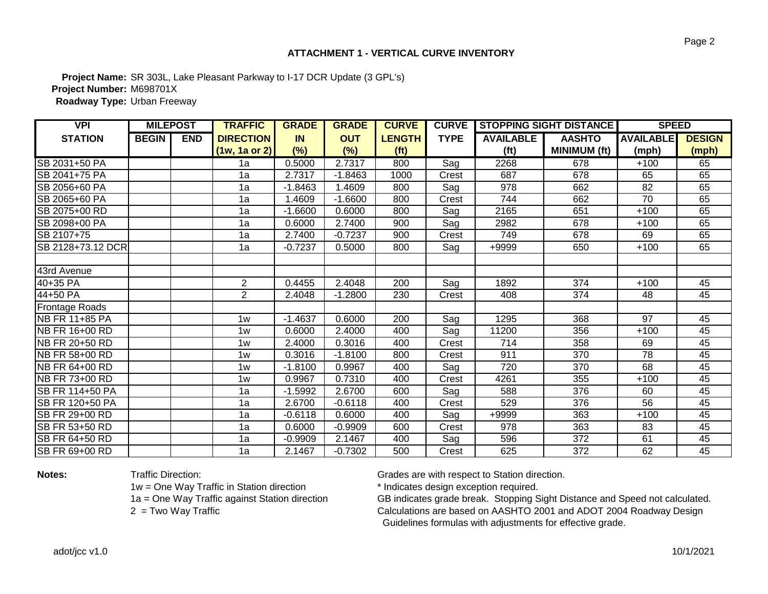## ATTACHMENT 1 - VERTICAL CURVE INVENTORY

**Project Name:** SR 303L, Lake Pleasant Parkway to I-17 DCR Update (3 GPL's)
**Project Number:** M698701X
**Roadway Type:** Urban Freeway

| VPI | MILEPOST | | TRAFFIC | GRADE | GRADE | CURVE | CURVE | STOPPING SIGHT DISTANCE | | SPEED | |
|---|---|---|---|---|---|---|---|---|---|---|---|
| STATION | BEGIN | END | DIRECTION (1w, 1a or 2) | IN (%) | OUT (%) | LENGTH (ft) | TYPE | AVAILABLE (ft) | AASHTO MINIMUM (ft) | AVAILABLE (mph) | DESIGN (mph) |
| SB 2031+50 PA | | | 1a | 0.5000 | 2.7317 | 800 | Sag | 2268 | 678 | +100 | 65 |
| SB 2041+75 PA | | | 1a | 2.7317 | -1.8463 | 1000 | Crest | 687 | 678 | 65 | 65 |
| SB 2056+60 PA | | | 1a | -1.8463 | 1.4609 | 800 | Sag | 978 | 662 | 82 | 65 |
| SB 2065+60 PA | | | 1a | 1.4609 | -1.6600 | 800 | Crest | 744 | 662 | 70 | 65 |
| SB 2075+00 RD | | | 1a | -1.6600 | 0.6000 | 800 | Sag | 2165 | 651 | +100 | 65 |
| SB 2098+00 PA | | | 1a | 0.6000 | 2.7400 | 900 | Sag | 2982 | 678 | +100 | 65 |
| SB 2107+75 | | | 1a | 2.7400 | -0.7237 | 900 | Crest | 749 | 678 | 69 | 65 |
| SB 2128+73.12 DCR | | | 1a | -0.7237 | 0.5000 | 800 | Sag | +9999 | 650 | +100 | 65 |
| | | | | | | | | | | | |
| 43rd Avenue | | | | | | | | | | | |
| 40+35 PA | | | 2 | 0.4455 | 2.4048 | 200 | Sag | 1892 | 374 | +100 | 45 |
| 44+50 PA | | | 2 | 2.4048 | -1.2800 | 230 | Crest | 408 | 374 | 48 | 45 |
| Frontage Roads | | | | | | | | | | | |
| NB FR 11+85 PA | | | 1w | -1.4637 | 0.6000 | 200 | Sag | 1295 | 368 | 97 | 45 |
| NB FR 16+00 RD | | | 1w | 0.6000 | 2.4000 | 400 | Sag | 11200 | 356 | +100 | 45 |
| NB FR 20+50 RD | | | 1w | 2.4000 | 0.3016 | 400 | Crest | 714 | 358 | 69 | 45 |
| NB FR 58+00 RD | | | 1w | 0.3016 | -1.8100 | 800 | Crest | 911 | 370 | 78 | 45 |
| NB FR 64+00 RD | | | 1w | -1.8100 | 0.9967 | 400 | Sag | 720 | 370 | 68 | 45 |
| NB FR 73+00 RD | | | 1w | 0.9967 | 0.7310 | 400 | Crest | 4261 | 355 | +100 | 45 |
| SB FR 114+50 PA | | | 1a | -1.5992 | 2.6700 | 600 | Sag | 588 | 376 | 60 | 45 |
| SB FR 120+50 PA | | | 1a | 2.6700 | -0.6118 | 400 | Crest | 529 | 376 | 56 | 45 |
| SB FR 29+00 RD | | | 1a | -0.6118 | 0.6000 | 400 | Sag | +9999 | 363 | +100 | 45 |
| SB FR 53+50 RD | | | 1a | 0.6000 | -0.9909 | 600 | Crest | 978 | 363 | 83 | 45 |
| SB FR 64+50 RD | | | 1a | -0.9909 | 2.1467 | 400 | Sag | 596 | 372 | 61 | 45 |
| SB FR 69+00 RD | | | 1a | 2.1467 | -0.7302 | 500 | Crest | 625 | 372 | 62 | 45 |

**Notes:**

Traffic Direction:
1w = One Way Traffic in Station direction
1a = One Way Traffic against Station direction
2 = Two Way Traffic

Grades are with respect to Station direction.
* Indicates design exception required.
GB indicates grade break. Stopping Sight Distance and Speed not calculated.
Calculations are based on AASHTO 2001 and ADOT 2004 Roadway Design Guidelines formulas with adjustments for effective grade.

adot/jcc v1.0

10/1/2021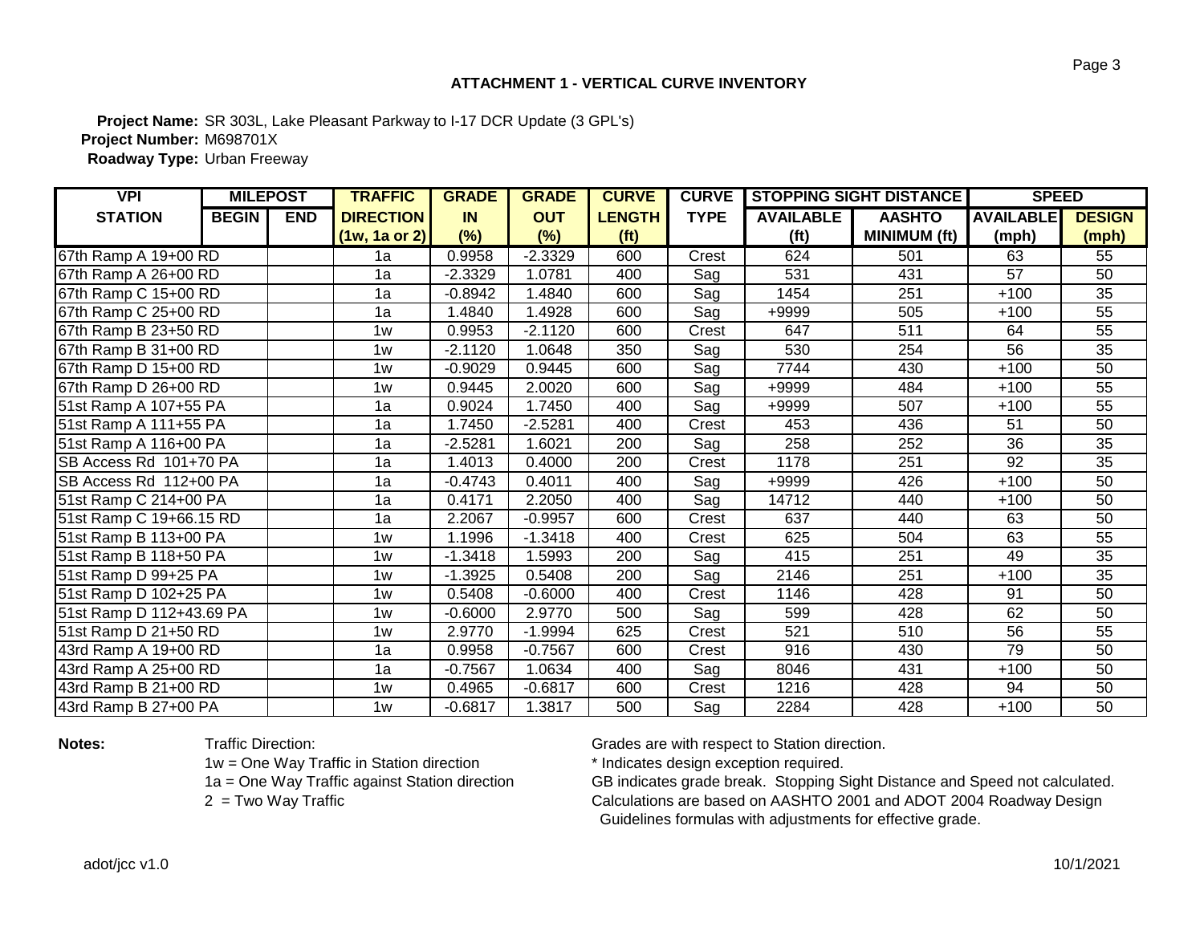## ATTACHMENT 1 - VERTICAL CURVE INVENTORY

**Project Name:** SR 303L, Lake Pleasant Parkway to I-17 DCR Update (3 GPL's)
**Project Number:** M698701X
**Roadway Type:** Urban Freeway

| VPI | MILEPOST | | TRAFFIC | GRADE | GRADE | CURVE | CURVE | STOPPING SIGHT DISTANCE | | SPEED | |
|---|---|---|---|---|---|---|---|---|---|---|---|
| STATION | BEGIN | END | DIRECTION (1w, 1a or 2) | IN (%) | OUT (%) | LENGTH (ft) | TYPE | AVAILABLE (ft) | AASHTO MINIMUM (ft) | AVAILABLE (mph) | DESIGN (mph) |
| 67th Ramp A 19+00 RD | | | 1a | 0.9958 | -2.3329 | 600 | Crest | 624 | 501 | 63 | 55 |
| 67th Ramp A 26+00 RD | | | 1a | -2.3329 | 1.0781 | 400 | Sag | 531 | 431 | 57 | 50 |
| 67th Ramp C 15+00 RD | | | 1a | -0.8942 | 1.4840 | 600 | Sag | 1454 | 251 | +100 | 35 |
| 67th Ramp C 25+00 RD | | | 1a | 1.4840 | 1.4928 | 600 | Sag | +9999 | 505 | +100 | 55 |
| 67th Ramp B 23+50 RD | | | 1w | 0.9953 | -2.1120 | 600 | Crest | 647 | 511 | 64 | 55 |
| 67th Ramp B 31+00 RD | | | 1w | -2.1120 | 1.0648 | 350 | Sag | 530 | 254 | 56 | 35 |
| 67th Ramp D 15+00 RD | | | 1w | -0.9029 | 0.9445 | 600 | Sag | 7744 | 430 | +100 | 50 |
| 67th Ramp D 26+00 RD | | | 1w | 0.9445 | 2.0020 | 600 | Sag | +9999 | 484 | +100 | 55 |
| 51st Ramp A 107+55 PA | | | 1a | 0.9024 | 1.7450 | 400 | Sag | +9999 | 507 | +100 | 55 |
| 51st Ramp A 111+55 PA | | | 1a | 1.7450 | -2.5281 | 400 | Crest | 453 | 436 | 51 | 50 |
| 51st Ramp A 116+00 PA | | | 1a | -2.5281 | 1.6021 | 200 | Sag | 258 | 252 | 36 | 35 |
| SB Access Rd 101+70 PA | | | 1a | 1.4013 | 0.4000 | 200 | Crest | 1178 | 251 | 92 | 35 |
| SB Access Rd 112+00 PA | | | 1a | -0.4743 | 0.4011 | 400 | Sag | +9999 | 426 | +100 | 50 |
| 51st Ramp C 214+00 PA | | | 1a | 0.4171 | 2.2050 | 400 | Sag | 14712 | 440 | +100 | 50 |
| 51st Ramp C 19+66.15 RD | | | 1a | 2.2067 | -0.9957 | 600 | Crest | 637 | 440 | 63 | 50 |
| 51st Ramp B 113+00 PA | | | 1w | 1.1996 | -1.3418 | 400 | Crest | 625 | 504 | 63 | 55 |
| 51st Ramp B 118+50 PA | | | 1w | -1.3418 | 1.5993 | 200 | Sag | 415 | 251 | 49 | 35 |
| 51st Ramp D 99+25 PA | | | 1w | -1.3925 | 0.5408 | 200 | Sag | 2146 | 251 | +100 | 35 |
| 51st Ramp D 102+25 PA | | | 1w | 0.5408 | -0.6000 | 400 | Crest | 1146 | 428 | 91 | 50 |
| 51st Ramp D 112+43.69 PA | | | 1w | -0.6000 | 2.9770 | 500 | Sag | 599 | 428 | 62 | 50 |
| 51st Ramp D 21+50 RD | | | 1w | 2.9770 | -1.9994 | 625 | Crest | 521 | 510 | 56 | 55 |
| 43rd Ramp A 19+00 RD | | | 1a | 0.9958 | -0.7567 | 600 | Crest | 916 | 430 | 79 | 50 |
| 43rd Ramp A 25+00 RD | | | 1a | -0.7567 | 1.0634 | 400 | Sag | 8046 | 431 | +100 | 50 |
| 43rd Ramp B 21+00 RD | | | 1w | 0.4965 | -0.6817 | 600 | Crest | 1216 | 428 | 94 | 50 |
| 43rd Ramp B 27+00 PA | | | 1w | -0.6817 | 1.3817 | 500 | Sag | 2284 | 428 | +100 | 50 |

**Notes:**

Traffic Direction:
1w = One Way Traffic in Station direction
1a = One Way Traffic against Station direction
2 = Two Way Traffic

Grades are with respect to Station direction.
* Indicates design exception required.
GB indicates grade break. Stopping Sight Distance and Speed not calculated.
Calculations are based on AASHTO 2001 and ADOT 2004 Roadway Design Guidelines formulas with adjustments for effective grade.

adot/jcc v1.0

10/1/2021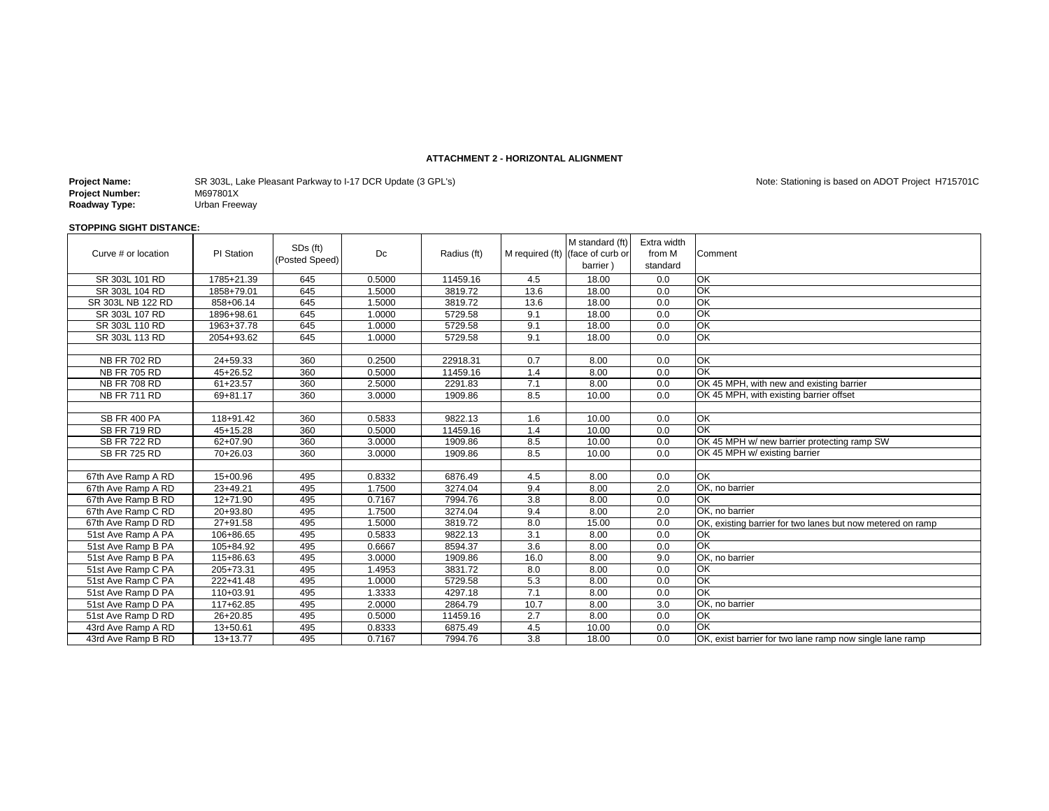# ATTACHMENT 2 - HORIZONTAL ALIGNMENT

**Project Name:** SR 303L, Lake Pleasant Parkway to I-17 DCR Update (3 GPL's)
**Project Number:** M697801X
**Roadway Type:** Urban Freeway

Note: Stationing is based on ADOT Project H715701C

**STOPPING SIGHT DISTANCE:**

| Curve # or location | PI Station | SDs (ft) (Posted Speed) | Dc | Radius (ft) | M required (ft) | M standard (ft) (face of curb or barrier ) | Extra width from M standard | Comment |
|---|---|---|---|---|---|---|---|---|
| SR 303L 101 RD | 1785+21.39 | 645 | 0.5000 | 11459.16 | 4.5 | 18.00 | 0.0 | OK |
| SR 303L 104 RD | 1858+79.01 | 645 | 1.5000 | 3819.72 | 13.6 | 18.00 | 0.0 | OK |
| SR 303L NB 122 RD | 858+06.14 | 645 | 1.5000 | 3819.72 | 13.6 | 18.00 | 0.0 | OK |
| SR 303L 107 RD | 1896+98.61 | 645 | 1.0000 | 5729.58 | 9.1 | 18.00 | 0.0 | OK |
| SR 303L 110 RD | 1963+37.78 | 645 | 1.0000 | 5729.58 | 9.1 | 18.00 | 0.0 | OK |
| SR 303L 113 RD | 2054+93.62 | 645 | 1.0000 | 5729.58 | 9.1 | 18.00 | 0.0 | OK |
| | | | | | | | | |
| NB FR 702 RD | 24+59.33 | 360 | 0.2500 | 22918.31 | 0.7 | 8.00 | 0.0 | OK |
| NB FR 705 RD | 45+26.52 | 360 | 0.5000 | 11459.16 | 1.4 | 8.00 | 0.0 | OK |
| NB FR 708 RD | 61+23.57 | 360 | 2.5000 | 2291.83 | 7.1 | 8.00 | 0.0 | OK 45 MPH, with new and existing barrier |
| NB FR 711 RD | 69+81.17 | 360 | 3.0000 | 1909.86 | 8.5 | 10.00 | 0.0 | OK 45 MPH, with existing barrier offset |
| | | | | | | | | |
| SB FR 400 PA | 118+91.42 | 360 | 0.5833 | 9822.13 | 1.6 | 10.00 | 0.0 | OK |
| SB FR 719 RD | 45+15.28 | 360 | 0.5000 | 11459.16 | 1.4 | 10.00 | 0.0 | OK |
| SB FR 722 RD | 62+07.90 | 360 | 3.0000 | 1909.86 | 8.5 | 10.00 | 0.0 | OK 45 MPH w/ new barrier protecting ramp SW |
| SB FR 725 RD | 70+26.03 | 360 | 3.0000 | 1909.86 | 8.5 | 10.00 | 0.0 | OK 45 MPH w/ existing barrier |
| | | | | | | | | |
| 67th Ave Ramp A RD | 15+00.96 | 495 | 0.8332 | 6876.49 | 4.5 | 8.00 | 0.0 | OK |
| 67th Ave Ramp A RD | 23+49.21 | 495 | 1.7500 | 3274.04 | 9.4 | 8.00 | 2.0 | OK, no barrier |
| 67th Ave Ramp B RD | 12+71.90 | 495 | 0.7167 | 7994.76 | 3.8 | 8.00 | 0.0 | OK |
| 67th Ave Ramp C RD | 20+93.80 | 495 | 1.7500 | 3274.04 | 9.4 | 8.00 | 2.0 | OK, no barrier |
| 67th Ave Ramp D RD | 27+91.58 | 495 | 1.5000 | 3819.72 | 8.0 | 15.00 | 0.0 | OK, existing barrier for two lanes but now metered on ramp |
| 51st Ave Ramp A PA | 106+86.65 | 495 | 0.5833 | 9822.13 | 3.1 | 8.00 | 0.0 | OK |
| 51st Ave Ramp B PA | 105+84.92 | 495 | 0.6667 | 8594.37 | 3.6 | 8.00 | 0.0 | OK |
| 51st Ave Ramp B PA | 115+86.63 | 495 | 3.0000 | 1909.86 | 16.0 | 8.00 | 9.0 | OK, no barrier |
| 51st Ave Ramp C PA | 205+73.31 | 495 | 1.4953 | 3831.72 | 8.0 | 8.00 | 0.0 | OK |
| 51st Ave Ramp C PA | 222+41.48 | 495 | 1.0000 | 5729.58 | 5.3 | 8.00 | 0.0 | OK |
| 51st Ave Ramp D PA | 110+03.91 | 495 | 1.3333 | 4297.18 | 7.1 | 8.00 | 0.0 | OK |
| 51st Ave Ramp D PA | 117+62.85 | 495 | 2.0000 | 2864.79 | 10.7 | 8.00 | 3.0 | OK, no barrier |
| 51st Ave Ramp D RD | 26+20.85 | 495 | 0.5000 | 11459.16 | 2.7 | 8.00 | 0.0 | OK |
| 43rd Ave Ramp A RD | 13+50.61 | 495 | 0.8333 | 6875.49 | 4.5 | 10.00 | 0.0 | OK |
| 43rd Ave Ramp B RD | 13+13.77 | 495 | 0.7167 | 7994.76 | 3.8 | 18.00 | 0.0 | OK, exist barrier for two lane ramp now single lane ramp |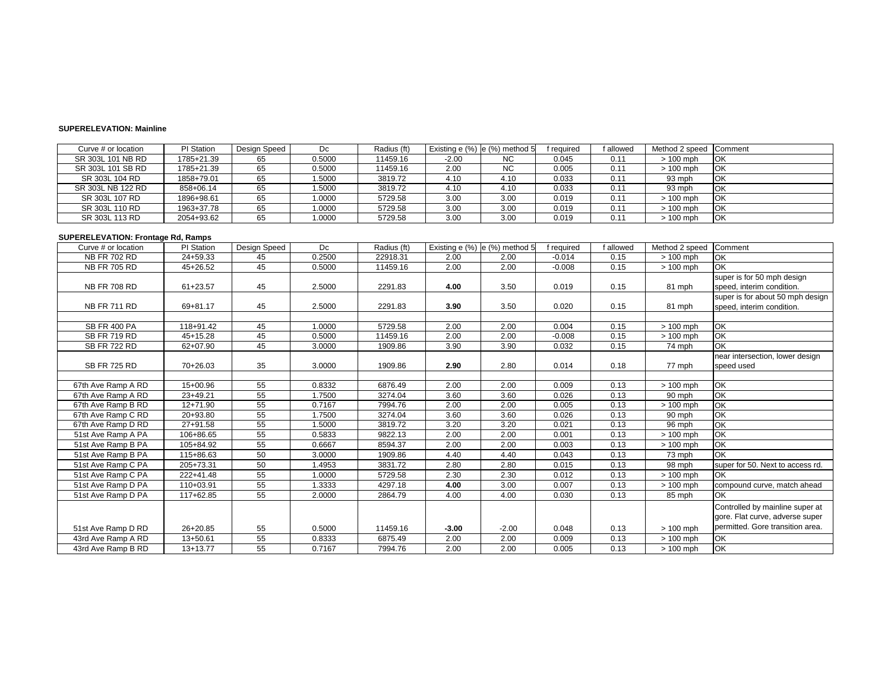**SUPERELEVATION: Mainline**

| Curve # or location | PI Station | Design Speed | Dc | Radius (ft) | Existing e (%) | e (%) method 5 | f required | f allowed | Method 2 speed | Comment |
|---|---|---|---|---|---|---|---|---|---|---|
| SR 303L 101 NB RD | 1785+21.39 | 65 | 0.5000 | 11459.16 | -2.00 | NC | 0.045 | 0.11 | > 100 mph | OK |
| SR 303L 101 SB RD | 1785+21.39 | 65 | 0.5000 | 11459.16 | 2.00 | NC | 0.005 | 0.11 | > 100 mph | OK |
| SR 303L 104 RD | 1858+79.01 | 65 | 1.5000 | 3819.72 | 4.10 | 4.10 | 0.033 | 0.11 | 93 mph | OK |
| SR 303L NB 122 RD | 858+06.14 | 65 | 1.5000 | 3819.72 | 4.10 | 4.10 | 0.033 | 0.11 | 93 mph | OK |
| SR 303L 107 RD | 1896+98.61 | 65 | 1.0000 | 5729.58 | 3.00 | 3.00 | 0.019 | 0.11 | > 100 mph | OK |
| SR 303L 110 RD | 1963+37.78 | 65 | 1.0000 | 5729.58 | 3.00 | 3.00 | 0.019 | 0.11 | > 100 mph | OK |
| SR 303L 113 RD | 2054+93.62 | 65 | 1.0000 | 5729.58 | 3.00 | 3.00 | 0.019 | 0.11 | > 100 mph | OK |

**SUPERELEVATION: Frontage Rd, Ramps**

| Curve # or location | PI Station | Design Speed | Dc | Radius (ft) | Existing e (%) | e (%) method 5 | f required | f allowed | Method 2 speed | Comment |
|---|---|---|---|---|---|---|---|---|---|---|
| NB FR 702 RD | 24+59.33 | 45 | 0.2500 | 22918.31 | 2.00 | 2.00 | -0.014 | 0.15 | > 100 mph | OK |
| NB FR 705 RD | 45+26.52 | 45 | 0.5000 | 11459.16 | 2.00 | 2.00 | -0.008 | 0.15 | > 100 mph | OK |
| NB FR 708 RD | 61+23.57 | 45 | 2.5000 | 2291.83 | **4.00** | 3.50 | 0.019 | 0.15 | 81 mph | super is for 50 mph design speed, interim condition. |
| NB FR 711 RD | 69+81.17 | 45 | 2.5000 | 2291.83 | **3.90** | 3.50 | 0.020 | 0.15 | 81 mph | super is for about 50 mph design speed, interim condition. |
| | | | | | | | | | | |
| SB FR 400 PA | 118+91.42 | 45 | 1.0000 | 5729.58 | 2.00 | 2.00 | 0.004 | 0.15 | > 100 mph | OK |
| SB FR 719 RD | 45+15.28 | 45 | 0.5000 | 11459.16 | 2.00 | 2.00 | -0.008 | 0.15 | > 100 mph | OK |
| SB FR 722 RD | 62+07.90 | 45 | 3.0000 | 1909.86 | 3.90 | 3.90 | 0.032 | 0.15 | 74 mph | OK |
| SB FR 725 RD | 70+26.03 | 35 | 3.0000 | 1909.86 | **2.90** | 2.80 | 0.014 | 0.18 | 77 mph | near intersection, lower design speed used |
| | | | | | | | | | | |
| 67th Ave Ramp A RD | 15+00.96 | 55 | 0.8332 | 6876.49 | 2.00 | 2.00 | 0.009 | 0.13 | > 100 mph | OK |
| 67th Ave Ramp A RD | 23+49.21 | 55 | 1.7500 | 3274.04 | 3.60 | 3.60 | 0.026 | 0.13 | 90 mph | OK |
| 67th Ave Ramp B RD | 12+71.90 | 55 | 0.7167 | 7994.76 | 2.00 | 2.00 | 0.005 | 0.13 | > 100 mph | OK |
| 67th Ave Ramp C RD | 20+93.80 | 55 | 1.7500 | 3274.04 | 3.60 | 3.60 | 0.026 | 0.13 | 90 mph | OK |
| 67th Ave Ramp D RD | 27+91.58 | 55 | 1.5000 | 3819.72 | 3.20 | 3.20 | 0.021 | 0.13 | 96 mph | OK |
| 51st Ave Ramp A PA | 106+86.65 | 55 | 0.5833 | 9822.13 | 2.00 | 2.00 | 0.001 | 0.13 | > 100 mph | OK |
| 51st Ave Ramp B PA | 105+84.92 | 55 | 0.6667 | 8594.37 | 2.00 | 2.00 | 0.003 | 0.13 | > 100 mph | OK |
| 51st Ave Ramp B PA | 115+86.63 | 50 | 3.0000 | 1909.86 | 4.40 | 4.40 | 0.043 | 0.13 | 73 mph | OK |
| 51st Ave Ramp C PA | 205+73.31 | 50 | 1.4953 | 3831.72 | 2.80 | 2.80 | 0.015 | 0.13 | 98 mph | super for 50. Next to access rd. |
| 51st Ave Ramp C PA | 222+41.48 | 55 | 1.0000 | 5729.58 | 2.30 | 2.30 | 0.012 | 0.13 | > 100 mph | OK |
| 51st Ave Ramp D PA | 110+03.91 | 55 | 1.3333 | 4297.18 | **4.00** | 3.00 | 0.007 | 0.13 | > 100 mph | compound curve, match ahead |
| 51st Ave Ramp D PA | 117+62.85 | 55 | 2.0000 | 2864.79 | 4.00 | 4.00 | 0.030 | 0.13 | 85 mph | OK |
| 51st Ave Ramp D RD | 26+20.85 | 55 | 0.5000 | 11459.16 | **-3.00** | -2.00 | 0.048 | 0.13 | > 100 mph | Controlled by mainline super at gore. Flat curve, adverse super permitted. Gore transition area. |
| 43rd Ave Ramp A RD | 13+50.61 | 55 | 0.8333 | 6875.49 | 2.00 | 2.00 | 0.009 | 0.13 | > 100 mph | OK |
| 43rd Ave Ramp B RD | 13+13.77 | 55 | 0.7167 | 7994.76 | 2.00 | 2.00 | 0.005 | 0.13 | > 100 mph | OK |